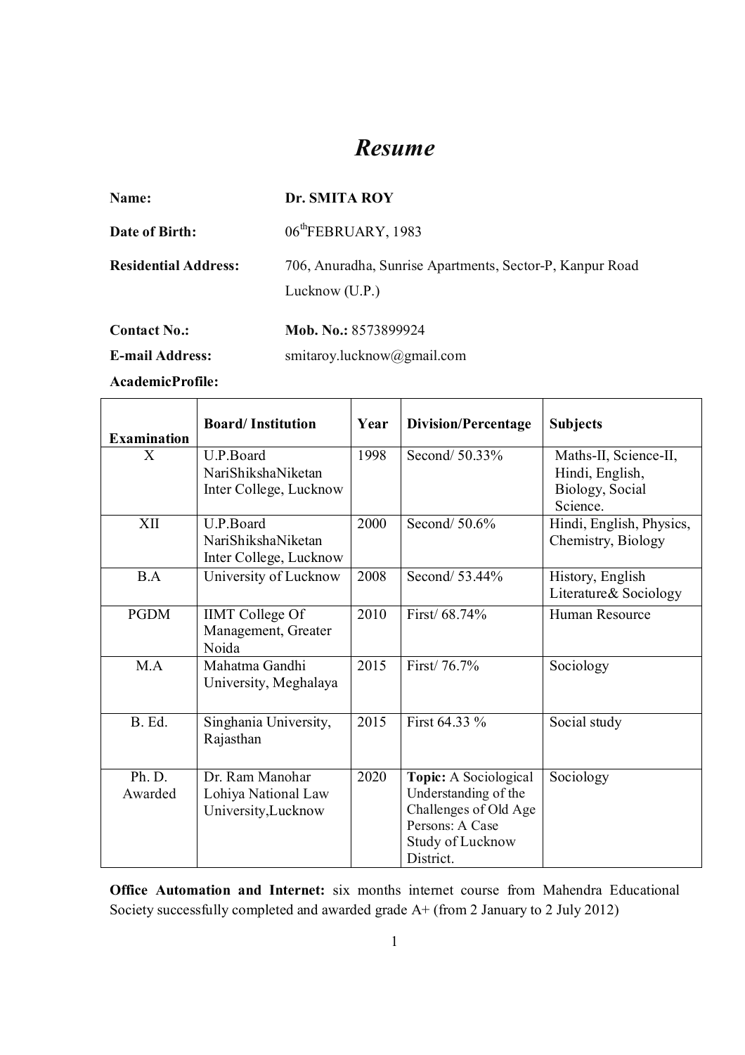# *Resume*

**Name:** **Dr. SMITA ROY**

**Date of Birth:** 06th FEBRUARY, 1983

**Residential Address:** 706, Anuradha, Sunrise Apartments, Sector-P, Kanpur Road Lucknow (U.P.)

**Contact No.:** **Mob. No.:** 8573899924

**E-mail Address:** smitaroy.lucknow@gmail.com

**AcademicProfile:**

| **Examination** | **Board/ Institution** | **Year** | **Division/Percentage** | **Subjects** |
|---|---|---|---|---|
| X | U.P.Board NariShikshaNiketan Inter College, Lucknow | 1998 | Second/ 50.33% | Maths-II, Science-II, Hindi, English, Biology, Social Science. |
| XII | U.P.Board NariShikshaNiketan Inter College, Lucknow | 2000 | Second/ 50.6% | Hindi, English, Physics, Chemistry, Biology |
| B.A | University of Lucknow | 2008 | Second/ 53.44% | History, English Literature& Sociology |
| PGDM | IIMT College Of Management, Greater Noida | 2010 | First/ 68.74% | Human Resource |
| M.A | Mahatma Gandhi University, Meghalaya | 2015 | First/ 76.7% | Sociology |
| B. Ed. | Singhania University, Rajasthan | 2015 | First 64.33 % | Social study |
| Ph. D. Awarded | Dr. Ram Manohar Lohiya National Law University,Lucknow | 2020 | **Topic:** A Sociological Understanding of the Challenges of Old Age Persons: A Case Study of Lucknow District. | Sociology |

**Office Automation and Internet:** six months internet course from Mahendra Educational Society successfully completed and awarded grade A+ (from 2 January to 2 July 2012)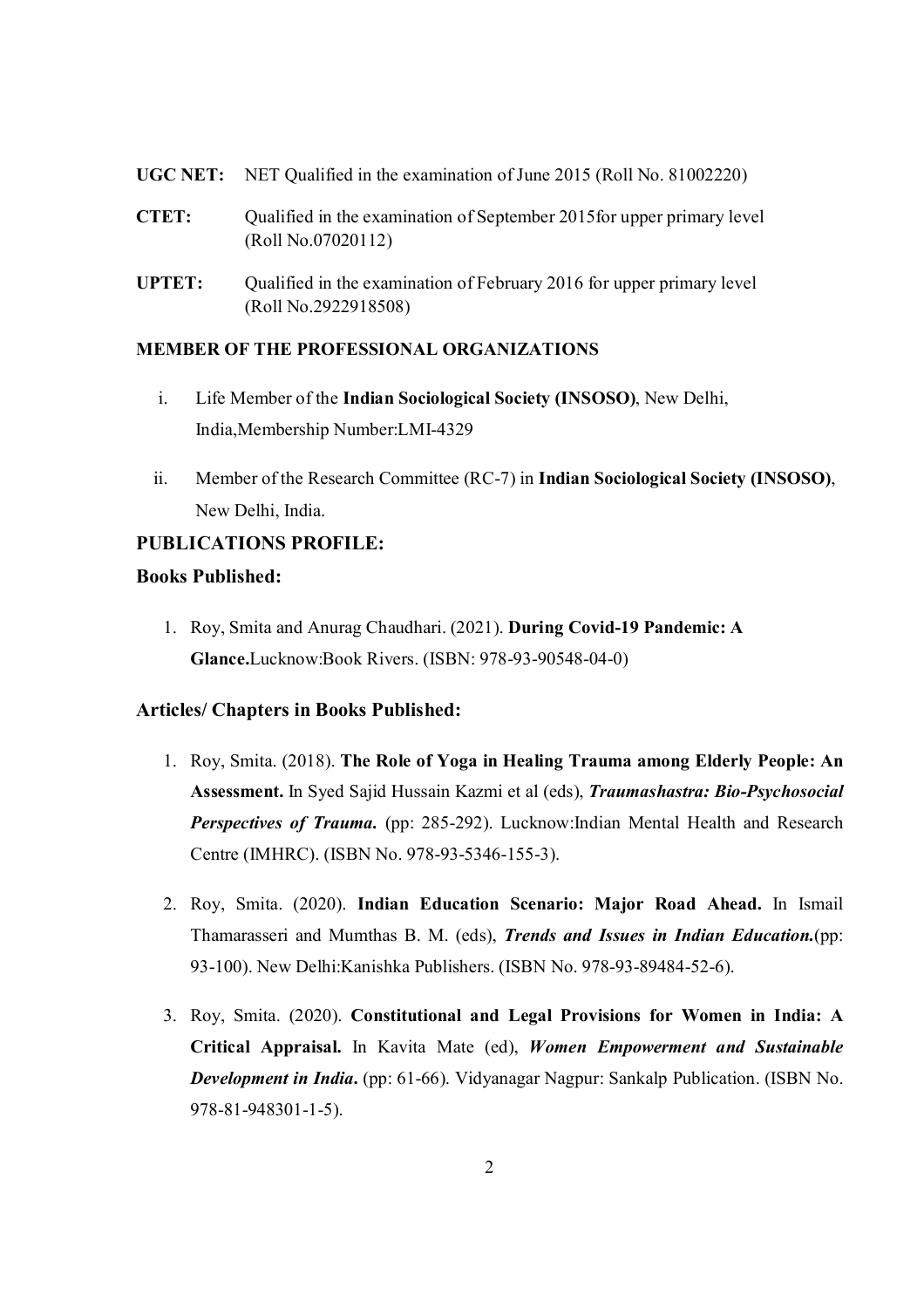**UGC NET:** NET Qualified in the examination of June 2015 (Roll No. 81002220)

**CTET:** Qualified in the examination of September 2015for upper primary level (Roll No.07020112)

**UPTET:** Qualified in the examination of February 2016 for upper primary level (Roll No.2922918508)

**MEMBER OF THE PROFESSIONAL ORGANIZATIONS**

i. Life Member of the **Indian Sociological Society (INSOSO)**, New Delhi, India,Membership Number:LMI-4329

ii. Member of the Research Committee (RC-7) in **Indian Sociological Society (INSOSO)**, New Delhi, India.

## PUBLICATIONS PROFILE:

### Books Published:

1. Roy, Smita and Anurag Chaudhari. (2021). **During Covid-19 Pandemic: A Glance.**Lucknow:Book Rivers. (ISBN: 978-93-90548-04-0)

### Articles/ Chapters in Books Published:

1. Roy, Smita. (2018). **The Role of Yoga in Healing Trauma among Elderly People: An Assessment.** In Syed Sajid Hussain Kazmi et al (eds), ***Traumashastra: Bio-Psychosocial Perspectives of Trauma.*** (pp: 285-292). Lucknow:Indian Mental Health and Research Centre (IMHRC). (ISBN No. 978-93-5346-155-3).

2. Roy, Smita. (2020). **Indian Education Scenario: Major Road Ahead.** In Ismail Thamarasseri and Mumthas B. M. (eds), ***Trends and Issues in Indian Education.***(pp: 93-100). New Delhi:Kanishka Publishers. (ISBN No. 978-93-89484-52-6).

3. Roy, Smita. (2020). **Constitutional and Legal Provisions for Women in India: A Critical Appraisal.** In Kavita Mate (ed), ***Women Empowerment and Sustainable Development in India.*** (pp: 61-66). Vidyanagar Nagpur: Sankalp Publication. (ISBN No. 978-81-948301-1-5).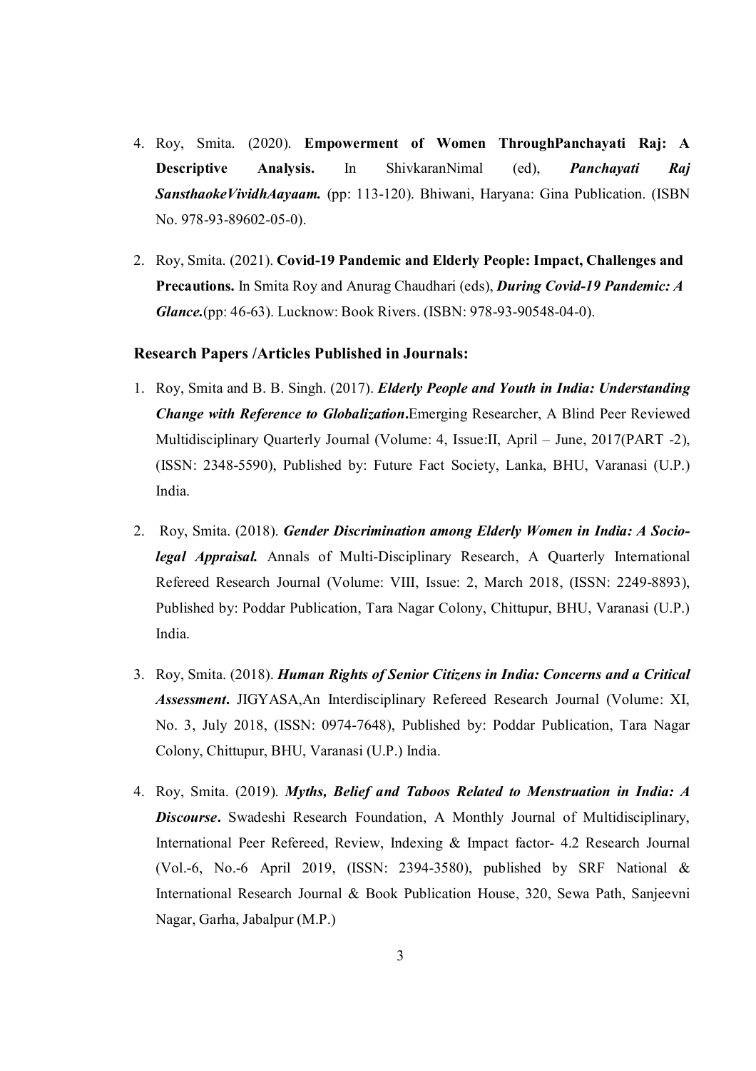4. Roy, Smita. (2020). **Empowerment of Women ThroughPanchayati Raj: A Descriptive Analysis.** In ShivkaranNimal (ed), ***Panchayati Raj SansthaokeVividhAayaam.*** (pp: 113-120). Bhiwani, Haryana: Gina Publication. (ISBN No. 978-93-89602-05-0).

2. Roy, Smita. (2021). **Covid-19 Pandemic and Elderly People: Impact, Challenges and Precautions.** In Smita Roy and Anurag Chaudhari (eds), ***During Covid-19 Pandemic: A Glance.***(pp: 46-63). Lucknow: Book Rivers. (ISBN: 978-93-90548-04-0).

### Research Papers /Articles Published in Journals:

1. Roy, Smita and B. B. Singh. (2017). ***Elderly People and Youth in India: Understanding Change with Reference to Globalization*.**Emerging Researcher, A Blind Peer Reviewed Multidisciplinary Quarterly Journal (Volume: 4, Issue:II, April – June, 2017(PART -2), (ISSN: 2348-5590), Published by: Future Fact Society, Lanka, BHU, Varanasi (U.P.) India.

2. Roy, Smita. (2018). ***Gender Discrimination among Elderly Women in India: A Socio-legal Appraisal.*** Annals of Multi-Disciplinary Research, A Quarterly International Refereed Research Journal (Volume: VIII, Issue: 2, March 2018, (ISSN: 2249-8893), Published by: Poddar Publication, Tara Nagar Colony, Chittupur, BHU, Varanasi (U.P.) India.

3. Roy, Smita. (2018). ***Human Rights of Senior Citizens in India: Concerns and a Critical Assessment*.** JIGYASA,An Interdisciplinary Refereed Research Journal (Volume: XI, No. 3, July 2018, (ISSN: 0974-7648), Published by: Poddar Publication, Tara Nagar Colony, Chittupur, BHU, Varanasi (U.P.) India.

4. Roy, Smita. (2019). ***Myths, Belief and Taboos Related to Menstruation in India: A Discourse*.** Swadeshi Research Foundation, A Monthly Journal of Multidisciplinary, International Peer Refereed, Review, Indexing & Impact factor- 4.2 Research Journal (Vol.-6, No.-6 April 2019, (ISSN: 2394-3580), published by SRF National & International Research Journal & Book Publication House, 320, Sewa Path, Sanjeevni Nagar, Garha, Jabalpur (M.P.)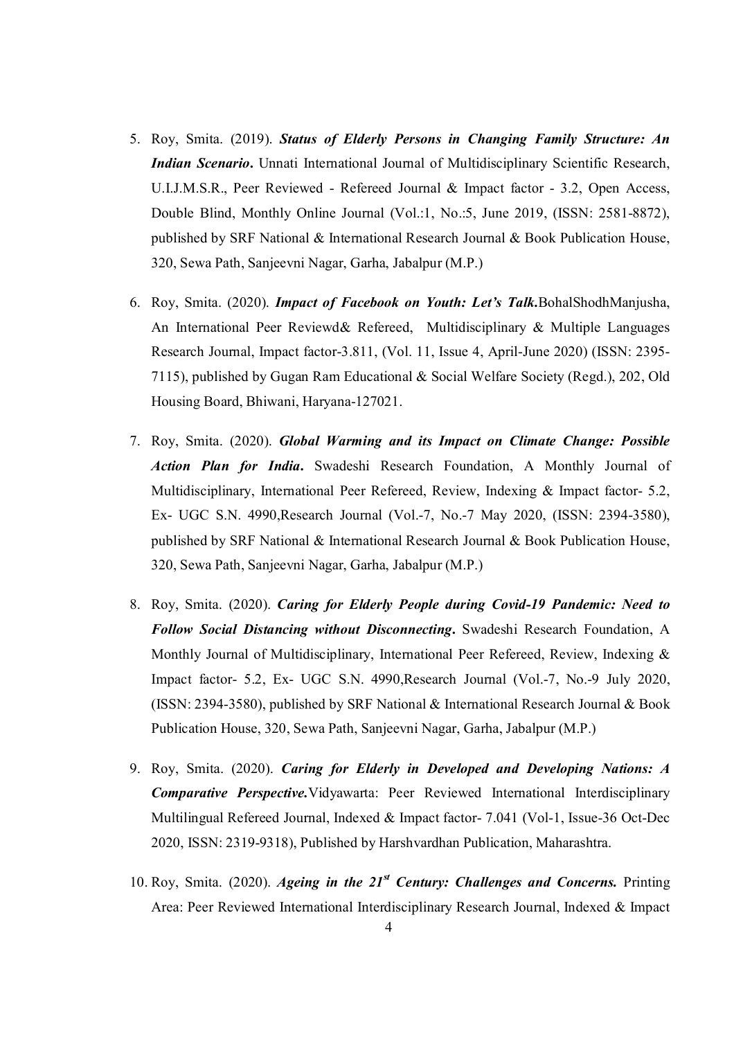5. Roy, Smita. (2019). ***Status of Elderly Persons in Changing Family Structure: An Indian Scenario*.** Unnati International Journal of Multidisciplinary Scientific Research, U.I.J.M.S.R., Peer Reviewed - Refereed Journal & Impact factor - 3.2, Open Access, Double Blind, Monthly Online Journal (Vol.:1, No.:5, June 2019, (ISSN: 2581-8872), published by SRF National & International Research Journal & Book Publication House, 320, Sewa Path, Sanjeevni Nagar, Garha, Jabalpur (M.P.)

6. Roy, Smita. (2020). ***Impact of Facebook on Youth: Let's Talk*.**BohalShodhManjusha, An International Peer Reviewd& Refereed, Multidisciplinary & Multiple Languages Research Journal, Impact factor-3.811, (Vol. 11, Issue 4, April-June 2020) (ISSN: 2395-7115), published by Gugan Ram Educational & Social Welfare Society (Regd.), 202, Old Housing Board, Bhiwani, Haryana-127021.

7. Roy, Smita. (2020). ***Global Warming and its Impact on Climate Change: Possible Action Plan for India*.** Swadeshi Research Foundation, A Monthly Journal of Multidisciplinary, International Peer Refereed, Review, Indexing & Impact factor- 5.2, Ex- UGC S.N. 4990,Research Journal (Vol.-7, No.-7 May 2020, (ISSN: 2394-3580), published by SRF National & International Research Journal & Book Publication House, 320, Sewa Path, Sanjeevni Nagar, Garha, Jabalpur (M.P.)

8. Roy, Smita. (2020). ***Caring for Elderly People during Covid-19 Pandemic: Need to Follow Social Distancing without Disconnecting*.** Swadeshi Research Foundation, A Monthly Journal of Multidisciplinary, International Peer Refereed, Review, Indexing & Impact factor- 5.2, Ex- UGC S.N. 4990,Research Journal (Vol.-7, No.-9 July 2020, (ISSN: 2394-3580), published by SRF National & International Research Journal & Book Publication House, 320, Sewa Path, Sanjeevni Nagar, Garha, Jabalpur (M.P.)

9. Roy, Smita. (2020). ***Caring for Elderly in Developed and Developing Nations: A Comparative Perspective*.**Vidyawarta: Peer Reviewed International Interdisciplinary Multilingual Refereed Journal, Indexed & Impact factor- 7.041 (Vol-1, Issue-36 Oct-Dec 2020, ISSN: 2319-9318), Published by Harshvardhan Publication, Maharashtra.

10. Roy, Smita. (2020). ***Ageing in the 21st Century: Challenges and Concerns.*** Printing Area: Peer Reviewed International Interdisciplinary Research Journal, Indexed & Impact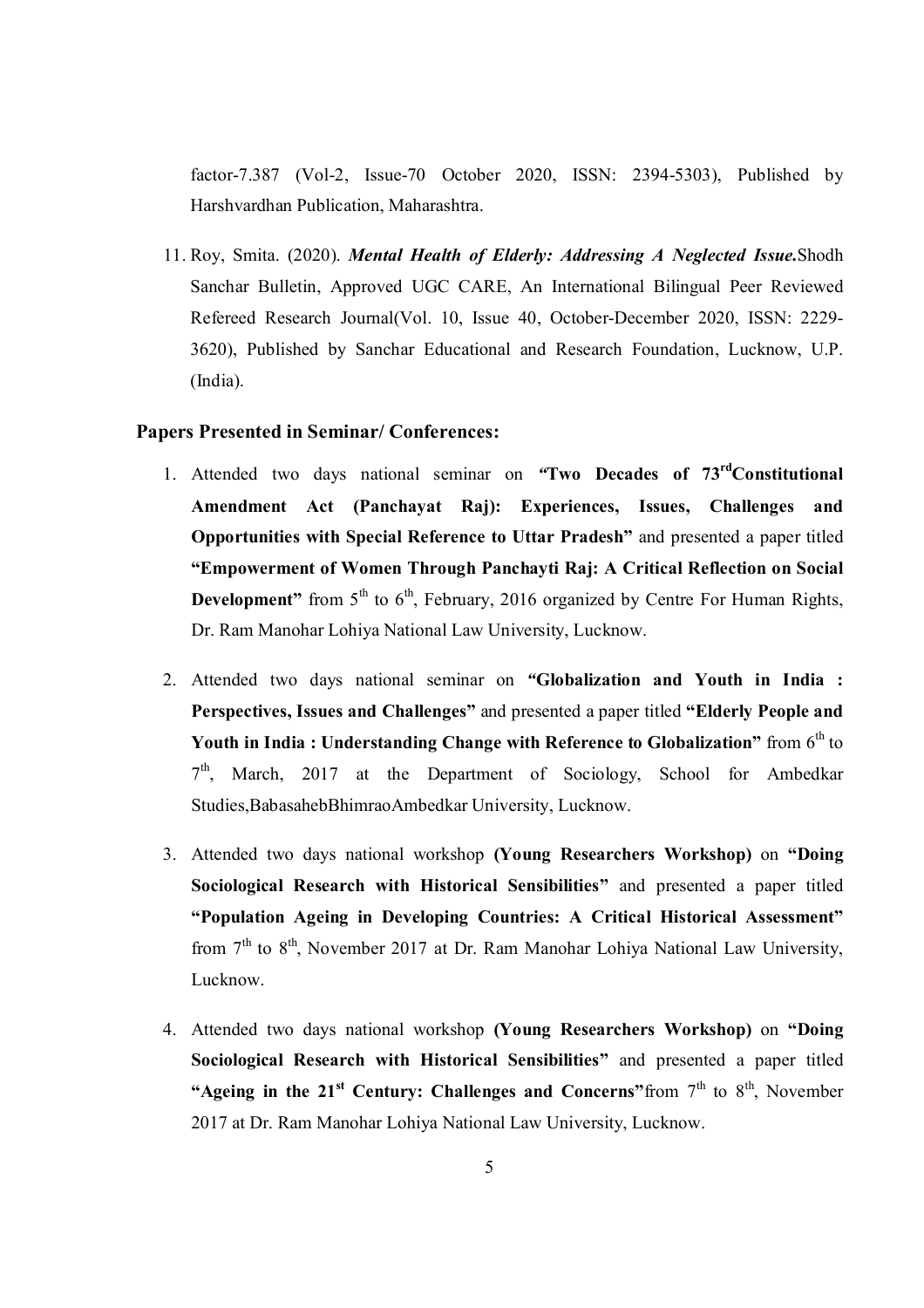factor-7.387 (Vol-2, Issue-70 October 2020, ISSN: 2394-5303), Published by Harshvardhan Publication, Maharashtra.

11. Roy, Smita. (2020). ***Mental Health of Elderly: Addressing A Neglected Issue.***Shodh Sanchar Bulletin, Approved UGC CARE, An International Bilingual Peer Reviewed Refereed Research Journal(Vol. 10, Issue 40, October-December 2020, ISSN: 2229-3620), Published by Sanchar Educational and Research Foundation, Lucknow, U.P. (India).

### Papers Presented in Seminar/ Conferences:

1. Attended two days national seminar on **"Two Decades of 73rdConstitutional Amendment Act (Panchayat Raj): Experiences, Issues, Challenges and Opportunities with Special Reference to Uttar Pradesh"** and presented a paper titled **"Empowerment of Women Through Panchayti Raj: A Critical Reflection on Social Development"** from 5th to 6th, February, 2016 organized by Centre For Human Rights, Dr. Ram Manohar Lohiya National Law University, Lucknow.

2. Attended two days national seminar on **"Globalization and Youth in India : Perspectives, Issues and Challenges"** and presented a paper titled **"Elderly People and Youth in India : Understanding Change with Reference to Globalization"** from 6th to 7th, March, 2017 at the Department of Sociology, School for Ambedkar Studies,BabasahebBhimraoAmbedkar University, Lucknow.

3. Attended two days national workshop **(Young Researchers Workshop)** on **"Doing Sociological Research with Historical Sensibilities"** and presented a paper titled **"Population Ageing in Developing Countries: A Critical Historical Assessment"** from 7th to 8th, November 2017 at Dr. Ram Manohar Lohiya National Law University, Lucknow.

4. Attended two days national workshop **(Young Researchers Workshop)** on **"Doing Sociological Research with Historical Sensibilities"** and presented a paper titled **"Ageing in the 21st Century: Challenges and Concerns"**from 7th to 8th, November 2017 at Dr. Ram Manohar Lohiya National Law University, Lucknow.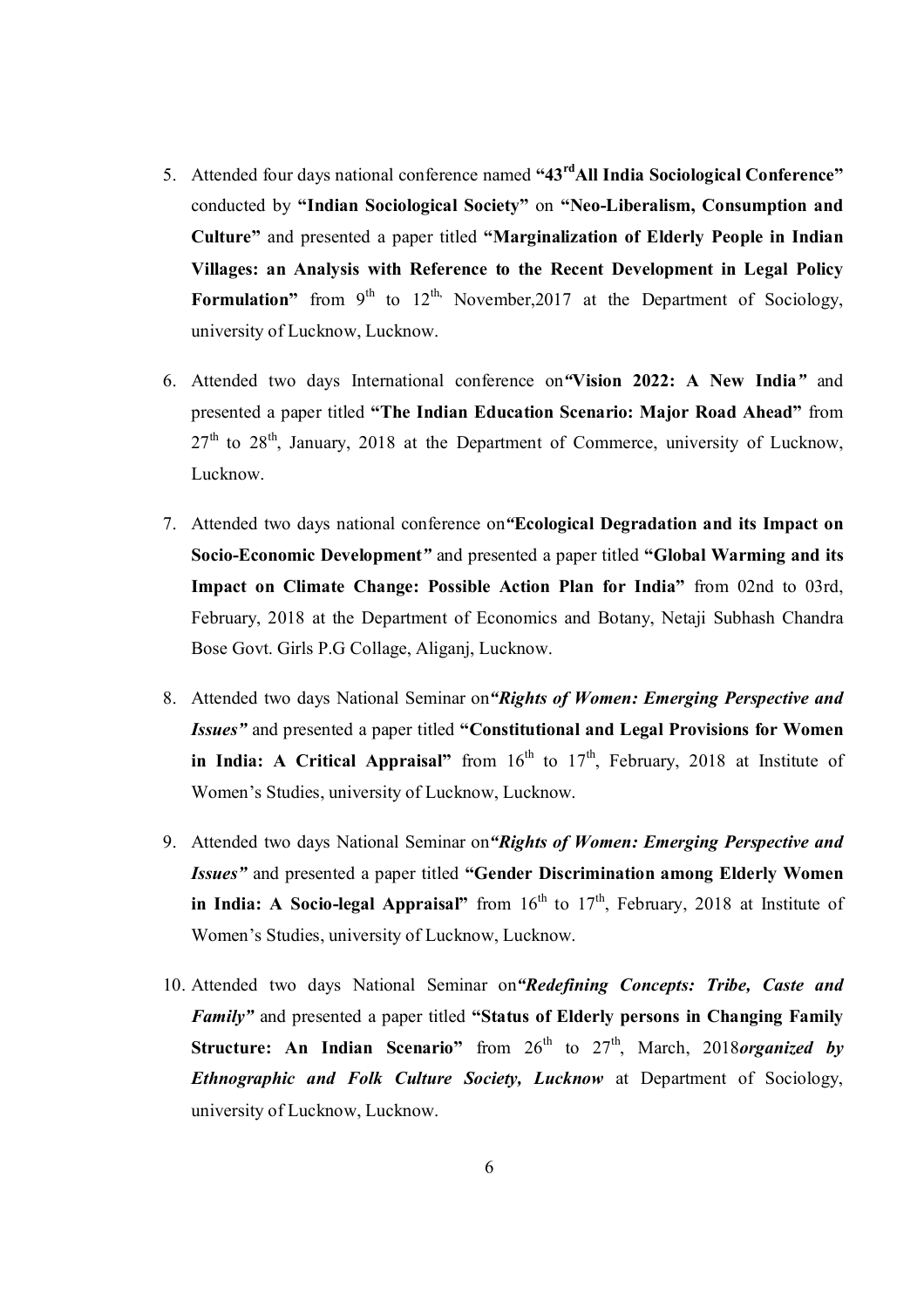5. Attended four days national conference named **"43rd All India Sociological Conference"** conducted by **"Indian Sociological Society"** on **"Neo-Liberalism, Consumption and Culture"** and presented a paper titled **"Marginalization of Elderly People in Indian Villages: an Analysis with Reference to the Recent Development in Legal Policy Formulation"** from 9th to 12th, November,2017 at the Department of Sociology, university of Lucknow, Lucknow.

6. Attended two days International conference on ***"Vision 2022: A New India"*** and presented a paper titled **"The Indian Education Scenario: Major Road Ahead"** from 27th to 28th, January, 2018 at the Department of Commerce, university of Lucknow, Lucknow.

7. Attended two days national conference on ***"Ecological Degradation and its Impact on Socio-Economic Development"*** and presented a paper titled **"Global Warming and its Impact on Climate Change: Possible Action Plan for India"** from 02nd to 03rd, February, 2018 at the Department of Economics and Botany, Netaji Subhash Chandra Bose Govt. Girls P.G Collage, Aliganj, Lucknow.

8. Attended two days National Seminar on ***"Rights of Women: Emerging Perspective and Issues"*** and presented a paper titled **"Constitutional and Legal Provisions for Women in India: A Critical Appraisal"** from 16th to 17th, February, 2018 at Institute of Women's Studies, university of Lucknow, Lucknow.

9. Attended two days National Seminar on ***"Rights of Women: Emerging Perspective and Issues"*** and presented a paper titled **"Gender Discrimination among Elderly Women in India: A Socio-legal Appraisal"** from 16th to 17th, February, 2018 at Institute of Women's Studies, university of Lucknow, Lucknow.

10. Attended two days National Seminar on ***"Redefining Concepts: Tribe, Caste and Family"*** and presented a paper titled **"Status of Elderly persons in Changing Family Structure: An Indian Scenario"** from 26th to 27th, March, 2018 ***organized by Ethnographic and Folk Culture Society, Lucknow*** at Department of Sociology, university of Lucknow, Lucknow.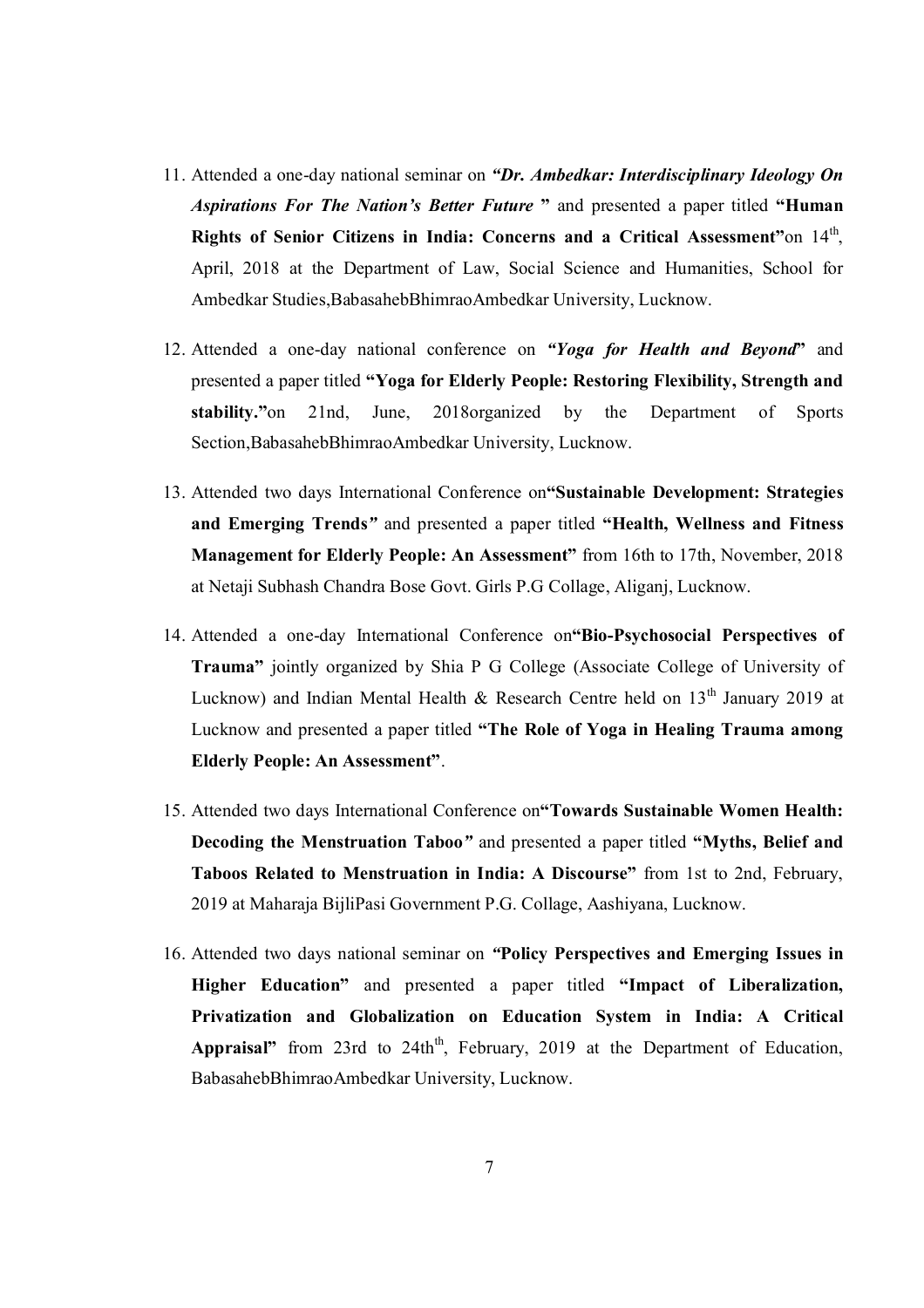11. Attended a one-day national seminar on ***"Dr. Ambedkar: Interdisciplinary Ideology On Aspirations For The Nation's Better Future*** **"** and presented a paper titled **"Human Rights of Senior Citizens in India: Concerns and a Critical Assessment"**on 14th, April, 2018 at the Department of Law, Social Science and Humanities, School for Ambedkar Studies,BabasahebBhimraoAmbedkar University, Lucknow.

12. Attended a one-day national conference on ***"Yoga for Health and Beyond*"** and presented a paper titled **"Yoga for Elderly People: Restoring Flexibility, Strength and stability."**on 21nd, June, 2018organized by the Department of Sports Section,BabasahebBhimraoAmbedkar University, Lucknow.

13. Attended two days International Conference on**"Sustainable Development: Strategies and Emerging Trends*"*** and presented a paper titled **"Health, Wellness and Fitness Management for Elderly People: An Assessment"** from 16th to 17th, November, 2018 at Netaji Subhash Chandra Bose Govt. Girls P.G Collage, Aliganj, Lucknow.

14. Attended a one-day International Conference on**"Bio-Psychosocial Perspectives of Trauma"** jointly organized by Shia P G College (Associate College of University of Lucknow) and Indian Mental Health & Research Centre held on 13th January 2019 at Lucknow and presented a paper titled **"The Role of Yoga in Healing Trauma among Elderly People: An Assessment"**.

15. Attended two days International Conference on**"Towards Sustainable Women Health: Decoding the Menstruation Taboo*"*** and presented a paper titled **"Myths, Belief and Taboos Related to Menstruation in India: A Discourse"** from 1st to 2nd, February, 2019 at Maharaja BijliPasi Government P.G. Collage, Aashiyana, Lucknow.

16. Attended two days national seminar on **"Policy Perspectives and Emerging Issues in Higher Education"** and presented a paper titled **"Impact of Liberalization, Privatization and Globalization on Education System in India: A Critical Appraisal"** from 23rd to 24th, February, 2019 at the Department of Education, BabasahebBhimraoAmbedkar University, Lucknow.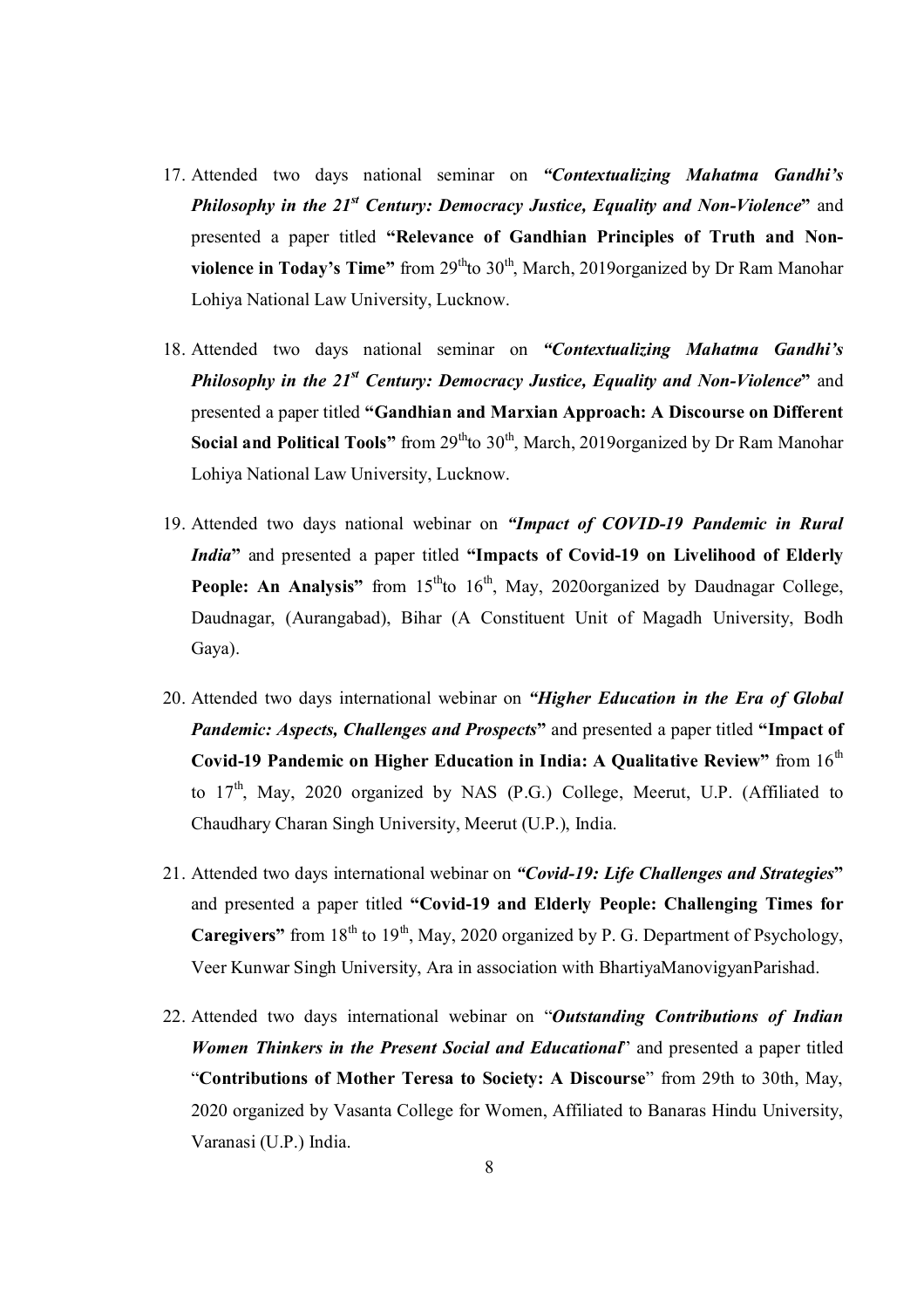17. Attended two days national seminar on ***"Contextualizing Mahatma Gandhi's Philosophy in the 21st Century: Democracy Justice, Equality and Non-Violence*"** and presented a paper titled **"Relevance of Gandhian Principles of Truth and Non-violence in Today's Time"** from 29th to 30th, March, 2019organized by Dr Ram Manohar Lohiya National Law University, Lucknow.

18. Attended two days national seminar on ***"Contextualizing Mahatma Gandhi's Philosophy in the 21st Century: Democracy Justice, Equality and Non-Violence*"** and presented a paper titled **"Gandhian and Marxian Approach: A Discourse on Different Social and Political Tools"** from 29th to 30th, March, 2019organized by Dr Ram Manohar Lohiya National Law University, Lucknow.

19. Attended two days national webinar on ***"Impact of COVID-19 Pandemic in Rural India*"** and presented a paper titled **"Impacts of Covid-19 on Livelihood of Elderly People: An Analysis"** from 15th to 16th, May, 2020organized by Daudnagar College, Daudnagar, (Aurangabad), Bihar (A Constituent Unit of Magadh University, Bodh Gaya).

20. Attended two days international webinar on ***"Higher Education in the Era of Global Pandemic: Aspects, Challenges and Prospects*"** and presented a paper titled **"Impact of Covid-19 Pandemic on Higher Education in India: A Qualitative Review"** from 16th to 17th, May, 2020 organized by NAS (P.G.) College, Meerut, U.P. (Affiliated to Chaudhary Charan Singh University, Meerut (U.P.), India.

21. Attended two days international webinar on ***"Covid-19: Life Challenges and Strategies*"** and presented a paper titled **"Covid-19 and Elderly People: Challenging Times for Caregivers"** from 18th to 19th, May, 2020 organized by P. G. Department of Psychology, Veer Kunwar Singh University, Ara in association with BhartiyaManovigyanParishad.

22. Attended two days international webinar on "***Outstanding Contributions of Indian Women Thinkers in the Present Social and Educational***" and presented a paper titled "**Contributions of Mother Teresa to Society: A Discourse**" from 29th to 30th, May, 2020 organized by Vasanta College for Women, Affiliated to Banaras Hindu University, Varanasi (U.P.) India.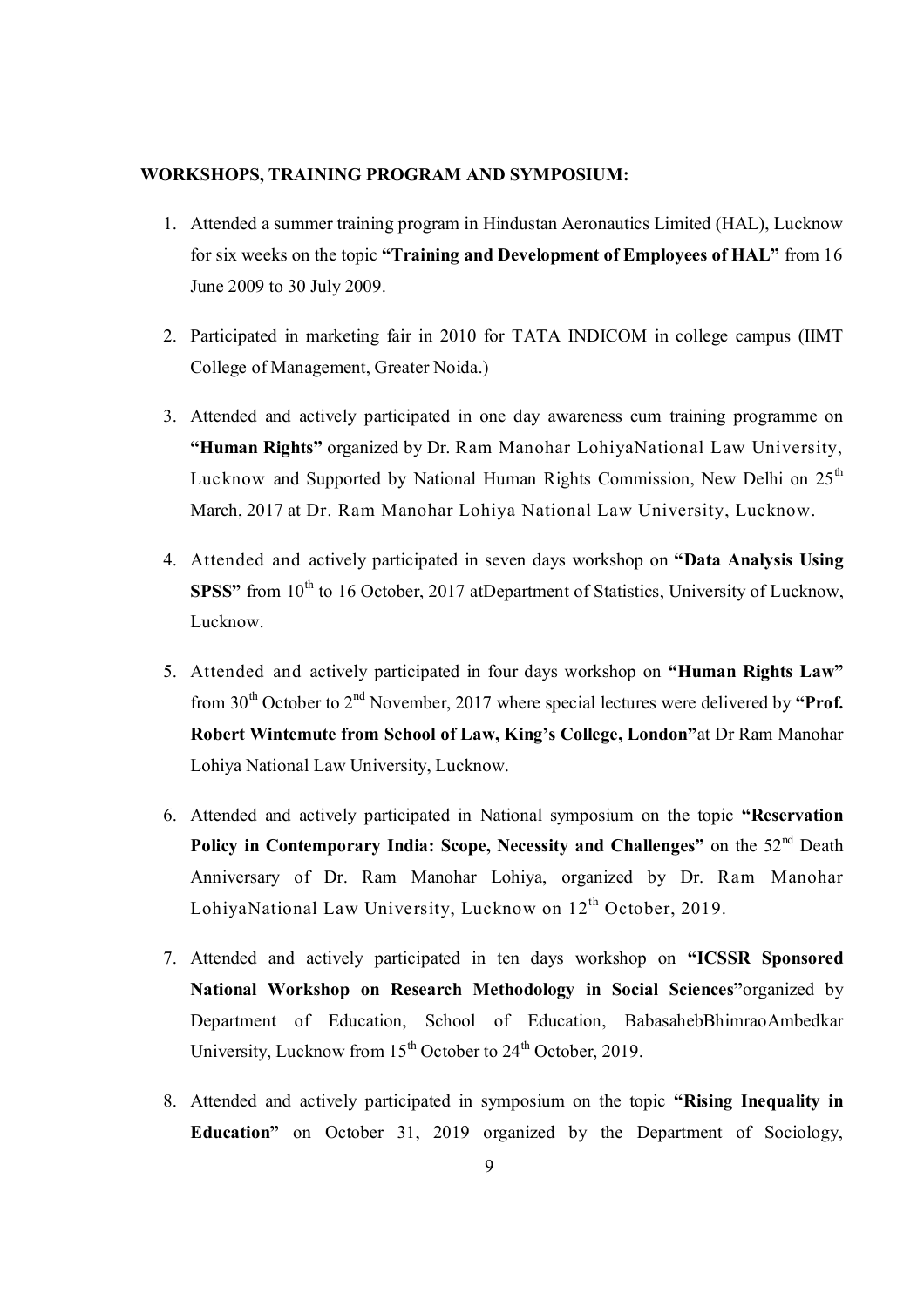**WORKSHOPS, TRAINING PROGRAM AND SYMPOSIUM:**

1. Attended a summer training program in Hindustan Aeronautics Limited (HAL), Lucknow for six weeks on the topic **"Training and Development of Employees of HAL"** from 16 June 2009 to 30 July 2009.

2. Participated in marketing fair in 2010 for TATA INDICOM in college campus (IIMT College of Management, Greater Noida.)

3. Attended and actively participated in one day awareness cum training programme on **"Human Rights"** organized by Dr. Ram Manohar LohiyaNational Law University, Lucknow and Supported by National Human Rights Commission, New Delhi on 25th March, 2017 at Dr. Ram Manohar Lohiya National Law University, Lucknow.

4. Attended and actively participated in seven days workshop on **"Data Analysis Using SPSS"** from 10th to 16 October, 2017 atDepartment of Statistics, University of Lucknow, Lucknow.

5. Attended and actively participated in four days workshop on **"Human Rights Law"** from 30th October to 2nd November, 2017 where special lectures were delivered by **"Prof. Robert Wintemute from School of Law, King's College, London"**at Dr Ram Manohar Lohiya National Law University, Lucknow.

6. Attended and actively participated in National symposium on the topic **"Reservation Policy in Contemporary India: Scope, Necessity and Challenges"** on the 52nd Death Anniversary of Dr. Ram Manohar Lohiya, organized by Dr. Ram Manohar LohiyaNational Law University, Lucknow on 12th October, 2019.

7. Attended and actively participated in ten days workshop on **"ICSSR Sponsored National Workshop on Research Methodology in Social Sciences"**organized by Department of Education, School of Education, BabasahebBhimraoAmbedkar University, Lucknow from 15th October to 24th October, 2019.

8. Attended and actively participated in symposium on the topic **"Rising Inequality in Education"** on October 31, 2019 organized by the Department of Sociology,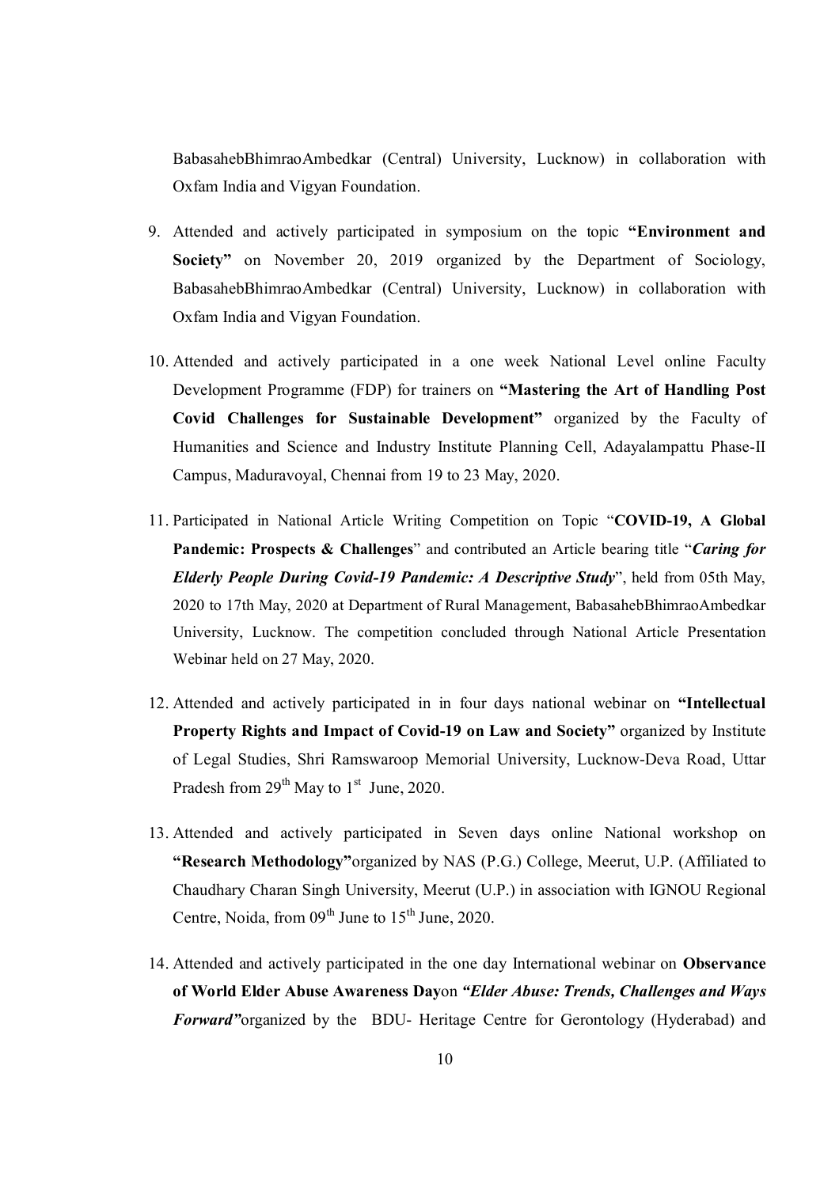BabasahebBhimraoAmbedkar (Central) University, Lucknow) in collaboration with Oxfam India and Vigyan Foundation.

9. Attended and actively participated in symposium on the topic **"Environment and Society"** on November 20, 2019 organized by the Department of Sociology, BabasahebBhimraoAmbedkar (Central) University, Lucknow) in collaboration with Oxfam India and Vigyan Foundation.

10. Attended and actively participated in a one week National Level online Faculty Development Programme (FDP) for trainers on **"Mastering the Art of Handling Post Covid Challenges for Sustainable Development"** organized by the Faculty of Humanities and Science and Industry Institute Planning Cell, Adayalampattu Phase-II Campus, Maduravoyal, Chennai from 19 to 23 May, 2020.

11. Participated in National Article Writing Competition on Topic "**COVID-19, A Global Pandemic: Prospects & Challenges**" and contributed an Article bearing title "***Caring for Elderly People During Covid-19 Pandemic: A Descriptive Study***", held from 05th May, 2020 to 17th May, 2020 at Department of Rural Management, BabasahebBhimraoAmbedkar University, Lucknow. The competition concluded through National Article Presentation Webinar held on 27 May, 2020.

12. Attended and actively participated in in four days national webinar on **"Intellectual Property Rights and Impact of Covid-19 on Law and Society"** organized by Institute of Legal Studies, Shri Ramswaroop Memorial University, Lucknow-Deva Road, Uttar Pradesh from 29th May to 1st June, 2020.

13. Attended and actively participated in Seven days online National workshop on **"Research Methodology"**organized by NAS (P.G.) College, Meerut, U.P. (Affiliated to Chaudhary Charan Singh University, Meerut (U.P.) in association with IGNOU Regional Centre, Noida, from 09th June to 15th June, 2020.

14. Attended and actively participated in the one day International webinar on **Observance of World Elder Abuse Awareness Day**on ***"Elder Abuse: Trends, Challenges and Ways Forward"***organized by the BDU- Heritage Centre for Gerontology (Hyderabad) and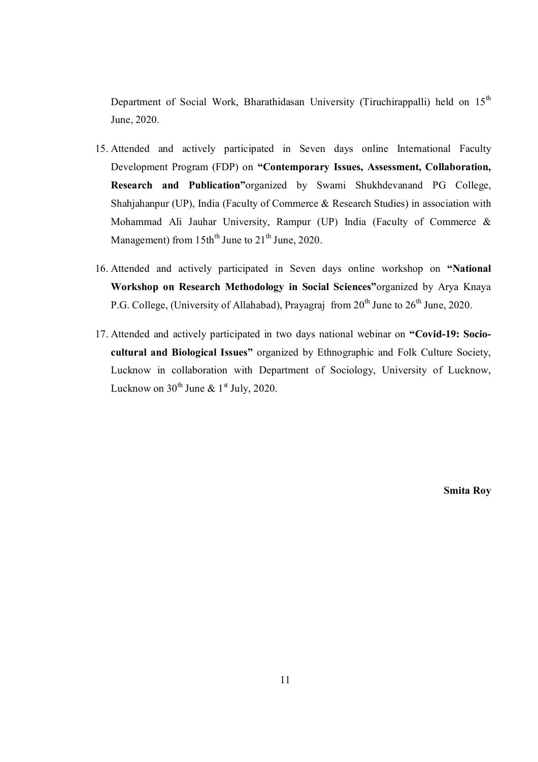Department of Social Work, Bharathidasan University (Tiruchirappalli) held on 15th June, 2020.

15. Attended and actively participated in Seven days online International Faculty Development Program (FDP) on **"Contemporary Issues, Assessment, Collaboration, Research and Publication"**organized by Swami Shukhdevanand PG College, Shahjahanpur (UP), India (Faculty of Commerce & Research Studies) in association with Mohammad Ali Jauhar University, Rampur (UP) India (Faculty of Commerce & Management) from 15thth June to 21th June, 2020.

16. Attended and actively participated in Seven days online workshop on **"National Workshop on Research Methodology in Social Sciences"**organized by Arya Knaya P.G. College, (University of Allahabad), Prayagraj from 20th June to 26th June, 2020.

17. Attended and actively participated in two days national webinar on **"Covid-19: Socio-cultural and Biological Issues"** organized by Ethnographic and Folk Culture Society, Lucknow in collaboration with Department of Sociology, University of Lucknow, Lucknow on 30th June & 1st July, 2020.

**Smita Roy**